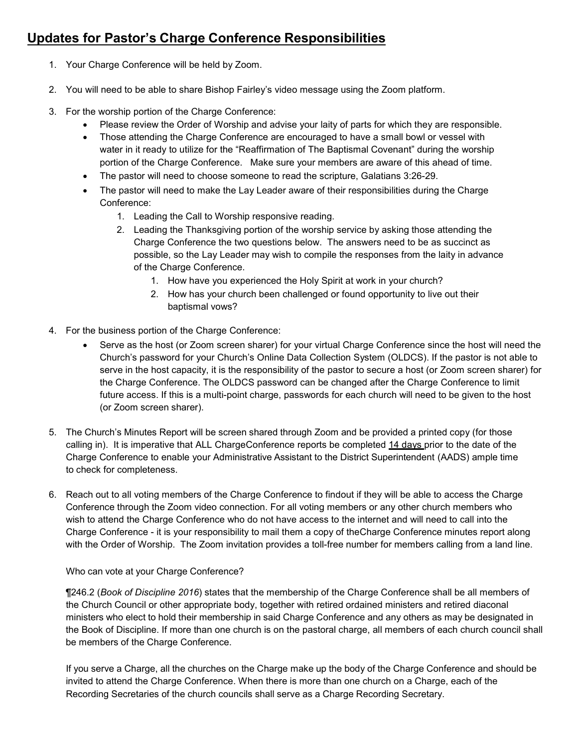## **Updates for Pastor's Charge Conference Responsibilities**

1. Your Charge Conference will be held by Zoom.

2. You will need to be able to share Bishop Fairley's video message using the Zoom platform.

3. For the worship portion of the Charge Conference:
   - Please review the Order of Worship and advise your laity of parts for which they are responsible.
   - Those attending the Charge Conference are encouraged to have a small bowl or vessel with water in it ready to utilize for the "Reaffirmation of The Baptismal Covenant" during the worship portion of the Charge Conference. Make sure your members are aware of this ahead of time.
   - The pastor will need to choose someone to read the scripture, Galatians 3:26-29.
   - The pastor will need to make the Lay Leader aware of their responsibilities during the Charge Conference:
     1. Leading the Call to Worship responsive reading.
     2. Leading the Thanksgiving portion of the worship service by asking those attending the Charge Conference the two questions below. The answers need to be as succinct as possible, so the Lay Leader may wish to compile the responses from the laity in advance of the Charge Conference.
        1. How have you experienced the Holy Spirit at work in your church?
        2. How has your church been challenged or found opportunity to live out their baptismal vows?

4. For the business portion of the Charge Conference:
   - Serve as the host (or Zoom screen sharer) for your virtual Charge Conference since the host will need the Church's password for your Church's Online Data Collection System (OLDCS). If the pastor is not able to serve in the host capacity, it is the responsibility of the pastor to secure a host (or Zoom screen sharer) for the Charge Conference. The OLDCS password can be changed after the Charge Conference to limit future access. If this is a multi-point charge, passwords for each church will need to be given to the host (or Zoom screen sharer).

5. The Church's Minutes Report will be screen shared through Zoom and be provided a printed copy (for those calling in). It is imperative that ALL ChargeConference reports be completed 14 days prior to the date of the Charge Conference to enable your Administrative Assistant to the District Superintendent (AADS) ample time to check for completeness.

6. Reach out to all voting members of the Charge Conference to findout if they will be able to access the Charge Conference through the Zoom video connection. For all voting members or any other church members who wish to attend the Charge Conference who do not have access to the internet and will need to call into the Charge Conference - it is your responsibility to mail them a copy of theCharge Conference minutes report along with the Order of Worship. The Zoom invitation provides a toll-free number for members calling from a land line.

   Who can vote at your Charge Conference?

   ¶246.2 (*Book of Discipline 2016*) states that the membership of the Charge Conference shall be all members of the Church Council or other appropriate body, together with retired ordained ministers and retired diaconal ministers who elect to hold their membership in said Charge Conference and any others as may be designated in the Book of Discipline. If more than one church is on the pastoral charge, all members of each church council shall be members of the Charge Conference.

   If you serve a Charge, all the churches on the Charge make up the body of the Charge Conference and should be invited to attend the Charge Conference. When there is more than one church on a Charge, each of the Recording Secretaries of the church councils shall serve as a Charge Recording Secretary.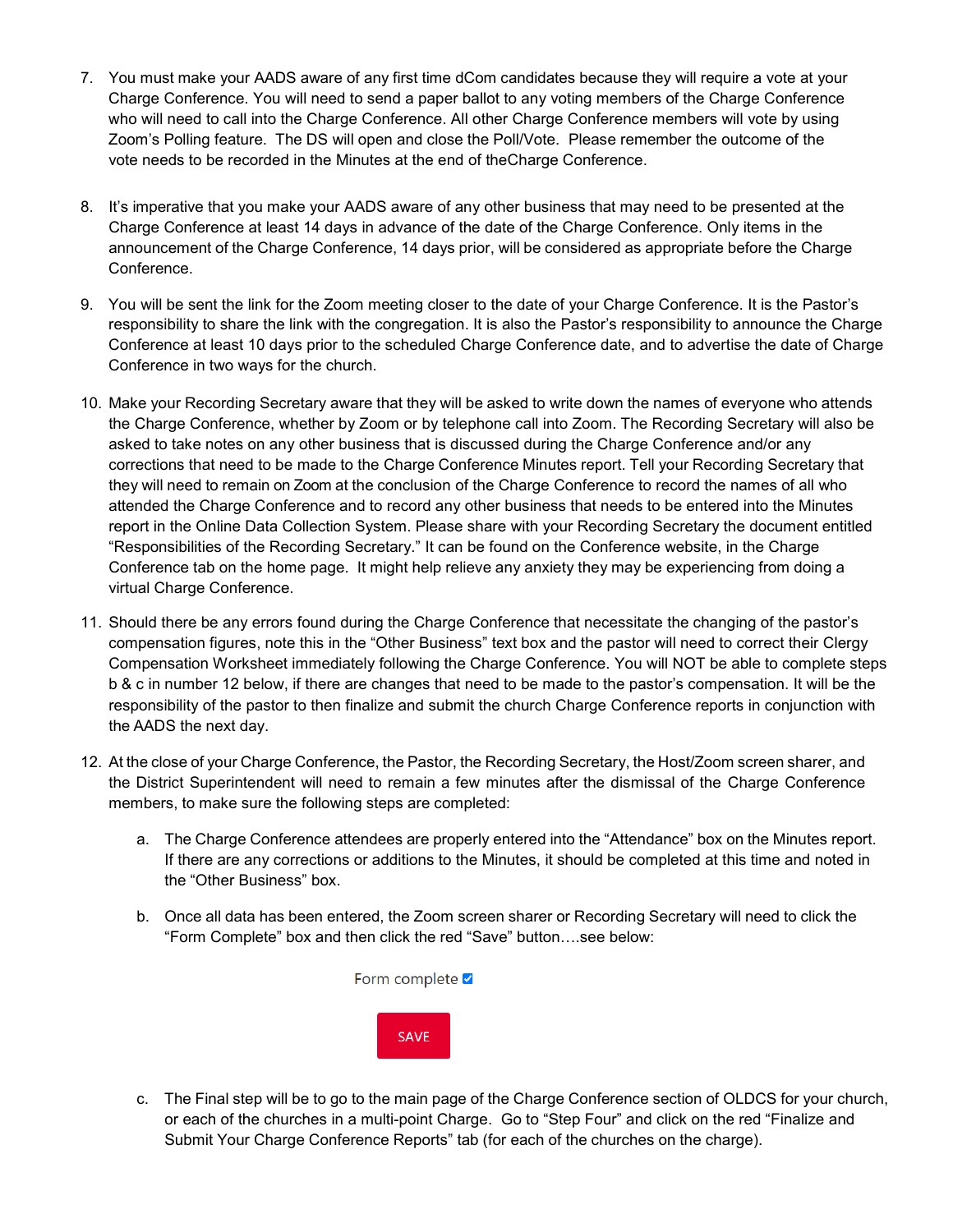7. You must make your AADS aware of any first time dCom candidates because they will require a vote at your Charge Conference. You will need to send a paper ballot to any voting members of the Charge Conference who will need to call into the Charge Conference. All other Charge Conference members will vote by using Zoom's Polling feature. The DS will open and close the Poll/Vote. Please remember the outcome of the vote needs to be recorded in the Minutes at the end of theCharge Conference.

8. It's imperative that you make your AADS aware of any other business that may need to be presented at the Charge Conference at least 14 days in advance of the date of the Charge Conference. Only items in the announcement of the Charge Conference, 14 days prior, will be considered as appropriate before the Charge Conference.

9. You will be sent the link for the Zoom meeting closer to the date of your Charge Conference. It is the Pastor's responsibility to share the link with the congregation. It is also the Pastor's responsibility to announce the Charge Conference at least 10 days prior to the scheduled Charge Conference date, and to advertise the date of Charge Conference in two ways for the church.

10. Make your Recording Secretary aware that they will be asked to write down the names of everyone who attends the Charge Conference, whether by Zoom or by telephone call into Zoom. The Recording Secretary will also be asked to take notes on any other business that is discussed during the Charge Conference and/or any corrections that need to be made to the Charge Conference Minutes report. Tell your Recording Secretary that they will need to remain on Zoom at the conclusion of the Charge Conference to record the names of all who attended the Charge Conference and to record any other business that needs to be entered into the Minutes report in the Online Data Collection System. Please share with your Recording Secretary the document entitled "Responsibilities of the Recording Secretary." It can be found on the Conference website, in the Charge Conference tab on the home page. It might help relieve any anxiety they may be experiencing from doing a virtual Charge Conference.

11. Should there be any errors found during the Charge Conference that necessitate the changing of the pastor's compensation figures, note this in the "Other Business" text box and the pastor will need to correct their Clergy Compensation Worksheet immediately following the Charge Conference. You will NOT be able to complete steps b & c in number 12 below, if there are changes that need to be made to the pastor's compensation. It will be the responsibility of the pastor to then finalize and submit the church Charge Conference reports in conjunction with the AADS the next day.

12. At the close of your Charge Conference, the Pastor, the Recording Secretary, the Host/Zoom screen sharer, and the District Superintendent will need to remain a few minutes after the dismissal of the Charge Conference members, to make sure the following steps are completed:

    a. The Charge Conference attendees are properly entered into the "Attendance" box on the Minutes report. If there are any corrections or additions to the Minutes, it should be completed at this time and noted in the "Other Business" box.

    b. Once all data has been entered, the Zoom screen sharer or Recording Secretary will need to click the "Form Complete" box and then click the red "Save" button….see below:

       Form complete ☑

       SAVE

    c. The Final step will be to go to the main page of the Charge Conference section of OLDCS for your church, or each of the churches in a multi-point Charge. Go to "Step Four" and click on the red "Finalize and Submit Your Charge Conference Reports" tab (for each of the churches on the charge).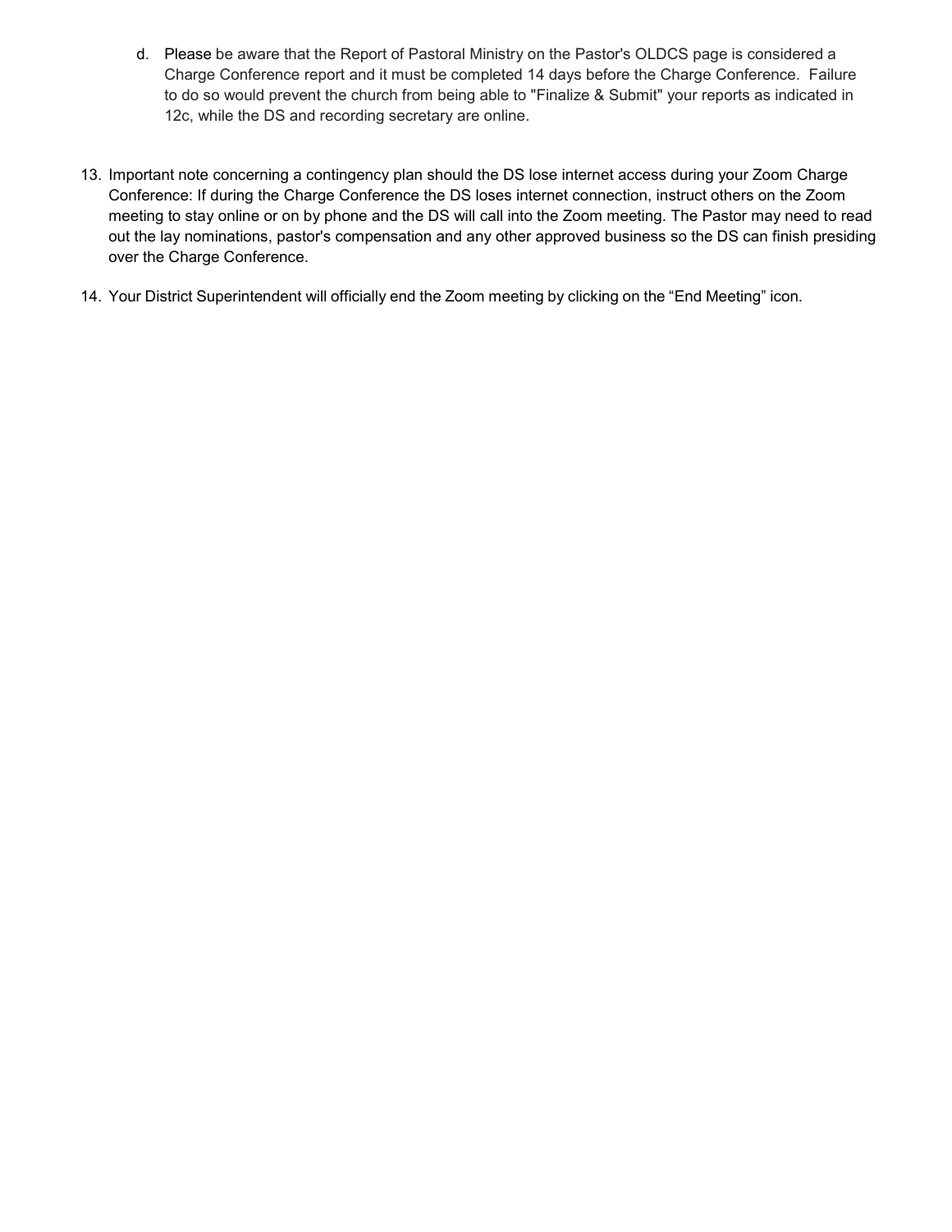d. Please be aware that the Report of Pastoral Ministry on the Pastor's OLDCS page is considered a Charge Conference report and it must be completed 14 days before the Charge Conference. Failure to do so would prevent the church from being able to "Finalize & Submit" your reports as indicated in 12c, while the DS and recording secretary are online.

13. Important note concerning a contingency plan should the DS lose internet access during your Zoom Charge Conference: If during the Charge Conference the DS loses internet connection, instruct others on the Zoom meeting to stay online or on by phone and the DS will call into the Zoom meeting. The Pastor may need to read out the lay nominations, pastor's compensation and any other approved business so the DS can finish presiding over the Charge Conference.

14. Your District Superintendent will officially end the Zoom meeting by clicking on the "End Meeting" icon.